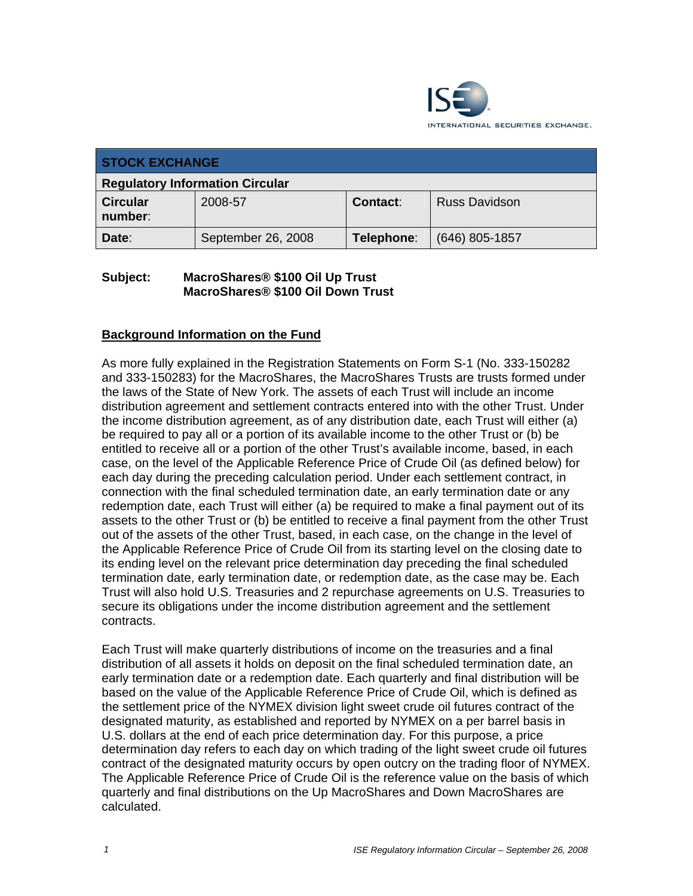INTERNATIONAL SECURITIES EXCHANGE.

| STOCK EXCHANGE | | | |
|---|---|---|---|
| **Regulatory Information Circular** | | | |
| **Circular number**: | 2008-57 | **Contact**: | Russ Davidson |
| **Date**: | September 26, 2008 | **Telephone**: | (646) 805-1857 |

**Subject:** **MacroShares® $100 Oil Up Trust**
**MacroShares® $100 Oil Down Trust**

## Background Information on the Fund

As more fully explained in the Registration Statements on Form S-1 (No. 333-150282 and 333-150283) for the MacroShares, the MacroShares Trusts are trusts formed under the laws of the State of New York. The assets of each Trust will include an income distribution agreement and settlement contracts entered into with the other Trust. Under the income distribution agreement, as of any distribution date, each Trust will either (a) be required to pay all or a portion of its available income to the other Trust or (b) be entitled to receive all or a portion of the other Trust's available income, based, in each case, on the level of the Applicable Reference Price of Crude Oil (as defined below) for each day during the preceding calculation period. Under each settlement contract, in connection with the final scheduled termination date, an early termination date or any redemption date, each Trust will either (a) be required to make a final payment out of its assets to the other Trust or (b) be entitled to receive a final payment from the other Trust out of the assets of the other Trust, based, in each case, on the change in the level of the Applicable Reference Price of Crude Oil from its starting level on the closing date to its ending level on the relevant price determination day preceding the final scheduled termination date, early termination date, or redemption date, as the case may be. Each Trust will also hold U.S. Treasuries and 2 repurchase agreements on U.S. Treasuries to secure its obligations under the income distribution agreement and the settlement contracts.

Each Trust will make quarterly distributions of income on the treasuries and a final distribution of all assets it holds on deposit on the final scheduled termination date, an early termination date or a redemption date. Each quarterly and final distribution will be based on the value of the Applicable Reference Price of Crude Oil, which is defined as the settlement price of the NYMEX division light sweet crude oil futures contract of the designated maturity, as established and reported by NYMEX on a per barrel basis in U.S. dollars at the end of each price determination day. For this purpose, a price determination day refers to each day on which trading of the light sweet crude oil futures contract of the designated maturity occurs by open outcry on the trading floor of NYMEX. The Applicable Reference Price of Crude Oil is the reference value on the basis of which quarterly and final distributions on the Up MacroShares and Down MacroShares are calculated.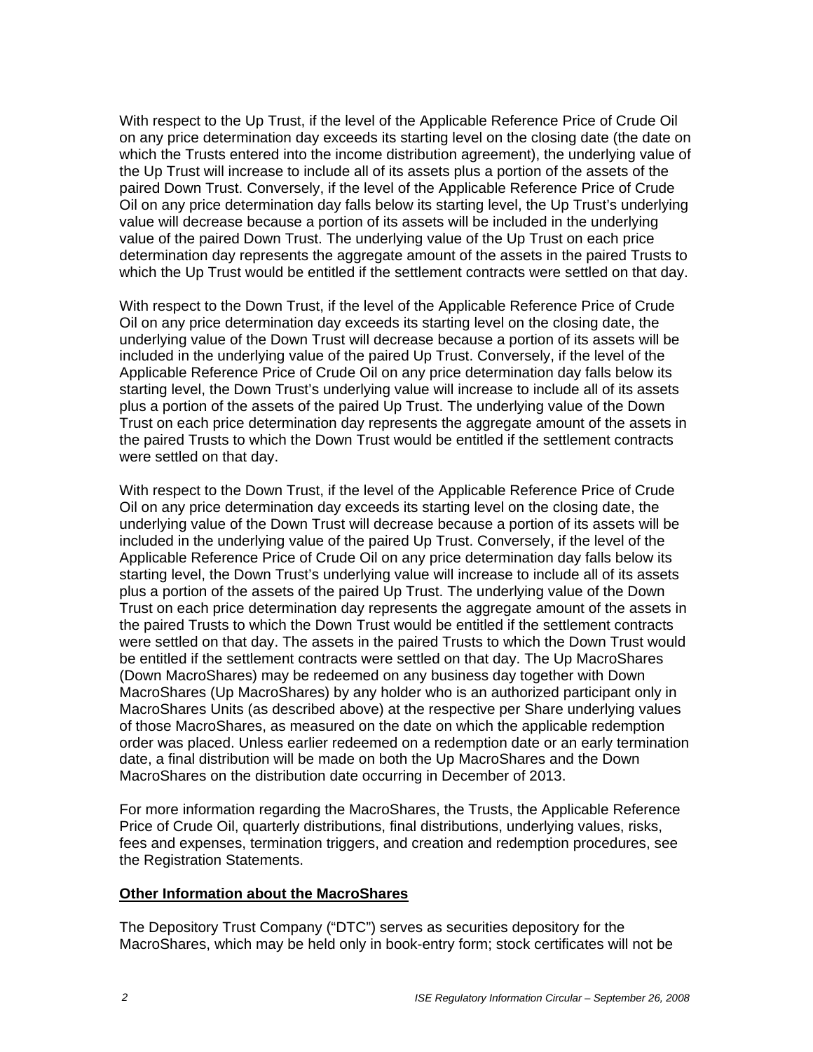With respect to the Up Trust, if the level of the Applicable Reference Price of Crude Oil on any price determination day exceeds its starting level on the closing date (the date on which the Trusts entered into the income distribution agreement), the underlying value of the Up Trust will increase to include all of its assets plus a portion of the assets of the paired Down Trust. Conversely, if the level of the Applicable Reference Price of Crude Oil on any price determination day falls below its starting level, the Up Trust's underlying value will decrease because a portion of its assets will be included in the underlying value of the paired Down Trust. The underlying value of the Up Trust on each price determination day represents the aggregate amount of the assets in the paired Trusts to which the Up Trust would be entitled if the settlement contracts were settled on that day.

With respect to the Down Trust, if the level of the Applicable Reference Price of Crude Oil on any price determination day exceeds its starting level on the closing date, the underlying value of the Down Trust will decrease because a portion of its assets will be included in the underlying value of the paired Up Trust. Conversely, if the level of the Applicable Reference Price of Crude Oil on any price determination day falls below its starting level, the Down Trust's underlying value will increase to include all of its assets plus a portion of the assets of the paired Up Trust. The underlying value of the Down Trust on each price determination day represents the aggregate amount of the assets in the paired Trusts to which the Down Trust would be entitled if the settlement contracts were settled on that day.

With respect to the Down Trust, if the level of the Applicable Reference Price of Crude Oil on any price determination day exceeds its starting level on the closing date, the underlying value of the Down Trust will decrease because a portion of its assets will be included in the underlying value of the paired Up Trust. Conversely, if the level of the Applicable Reference Price of Crude Oil on any price determination day falls below its starting level, the Down Trust's underlying value will increase to include all of its assets plus a portion of the assets of the paired Up Trust. The underlying value of the Down Trust on each price determination day represents the aggregate amount of the assets in the paired Trusts to which the Down Trust would be entitled if the settlement contracts were settled on that day. The assets in the paired Trusts to which the Down Trust would be entitled if the settlement contracts were settled on that day. The Up MacroShares (Down MacroShares) may be redeemed on any business day together with Down MacroShares (Up MacroShares) by any holder who is an authorized participant only in MacroShares Units (as described above) at the respective per Share underlying values of those MacroShares, as measured on the date on which the applicable redemption order was placed. Unless earlier redeemed on a redemption date or an early termination date, a final distribution will be made on both the Up MacroShares and the Down MacroShares on the distribution date occurring in December of 2013.

For more information regarding the MacroShares, the Trusts, the Applicable Reference Price of Crude Oil, quarterly distributions, final distributions, underlying values, risks, fees and expenses, termination triggers, and creation and redemption procedures, see the Registration Statements.

**Other Information about the MacroShares**

The Depository Trust Company ("DTC") serves as securities depository for the MacroShares, which may be held only in book-entry form; stock certificates will not be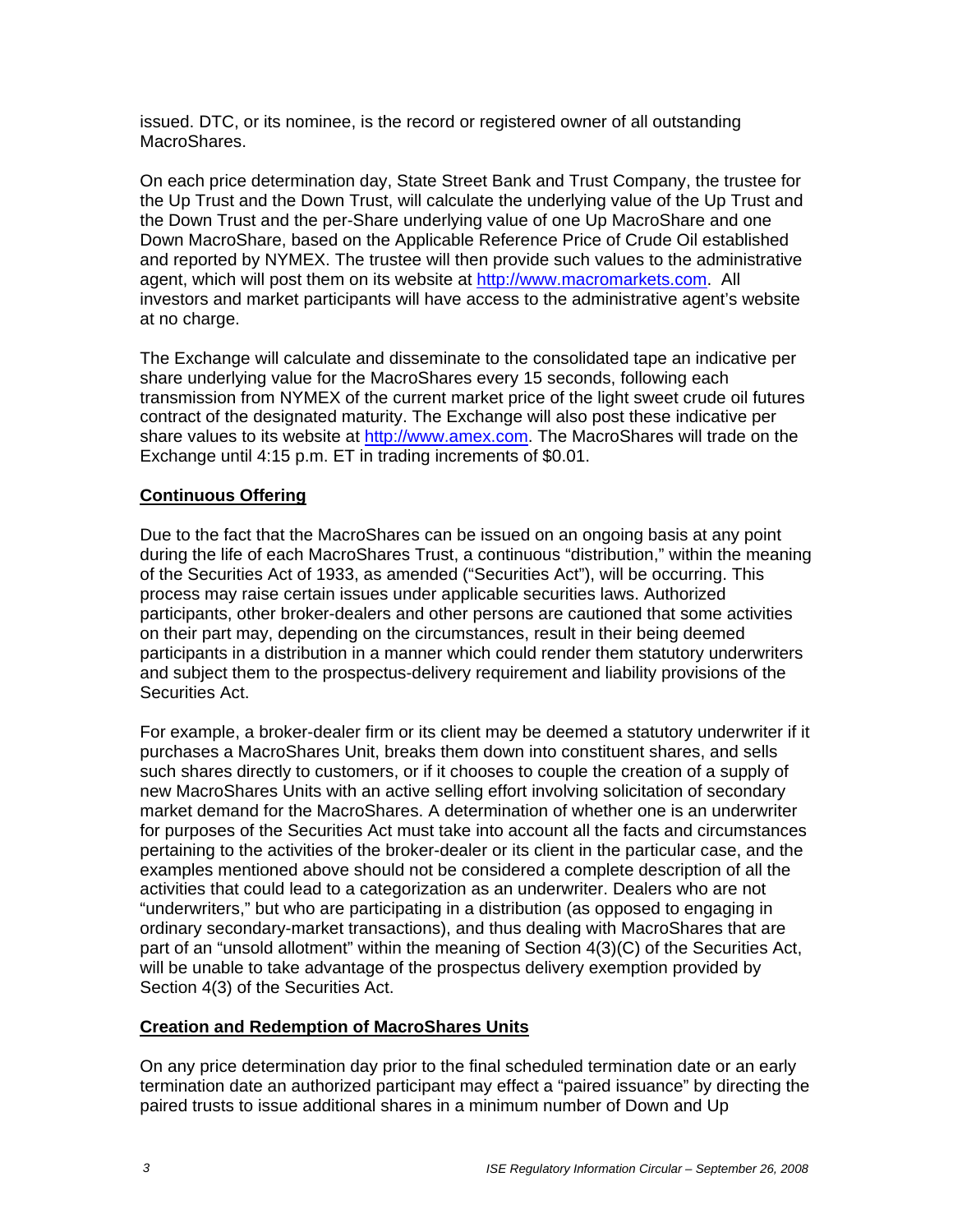issued. DTC, or its nominee, is the record or registered owner of all outstanding MacroShares.

On each price determination day, State Street Bank and Trust Company, the trustee for the Up Trust and the Down Trust, will calculate the underlying value of the Up Trust and the Down Trust and the per-Share underlying value of one Up MacroShare and one Down MacroShare, based on the Applicable Reference Price of Crude Oil established and reported by NYMEX. The trustee will then provide such values to the administrative agent, which will post them on its website at http://www.macromarkets.com. All investors and market participants will have access to the administrative agent's website at no charge.

The Exchange will calculate and disseminate to the consolidated tape an indicative per share underlying value for the MacroShares every 15 seconds, following each transmission from NYMEX of the current market price of the light sweet crude oil futures contract of the designated maturity. The Exchange will also post these indicative per share values to its website at http://www.amex.com. The MacroShares will trade on the Exchange until 4:15 p.m. ET in trading increments of $0.01.

## Continuous Offering

Due to the fact that the MacroShares can be issued on an ongoing basis at any point during the life of each MacroShares Trust, a continuous "distribution," within the meaning of the Securities Act of 1933, as amended ("Securities Act"), will be occurring. This process may raise certain issues under applicable securities laws. Authorized participants, other broker-dealers and other persons are cautioned that some activities on their part may, depending on the circumstances, result in their being deemed participants in a distribution in a manner which could render them statutory underwriters and subject them to the prospectus-delivery requirement and liability provisions of the Securities Act.

For example, a broker-dealer firm or its client may be deemed a statutory underwriter if it purchases a MacroShares Unit, breaks them down into constituent shares, and sells such shares directly to customers, or if it chooses to couple the creation of a supply of new MacroShares Units with an active selling effort involving solicitation of secondary market demand for the MacroShares. A determination of whether one is an underwriter for purposes of the Securities Act must take into account all the facts and circumstances pertaining to the activities of the broker-dealer or its client in the particular case, and the examples mentioned above should not be considered a complete description of all the activities that could lead to a categorization as an underwriter. Dealers who are not "underwriters," but who are participating in a distribution (as opposed to engaging in ordinary secondary-market transactions), and thus dealing with MacroShares that are part of an "unsold allotment" within the meaning of Section 4(3)(C) of the Securities Act, will be unable to take advantage of the prospectus delivery exemption provided by Section 4(3) of the Securities Act.

## Creation and Redemption of MacroShares Units

On any price determination day prior to the final scheduled termination date or an early termination date an authorized participant may effect a "paired issuance" by directing the paired trusts to issue additional shares in a minimum number of Down and Up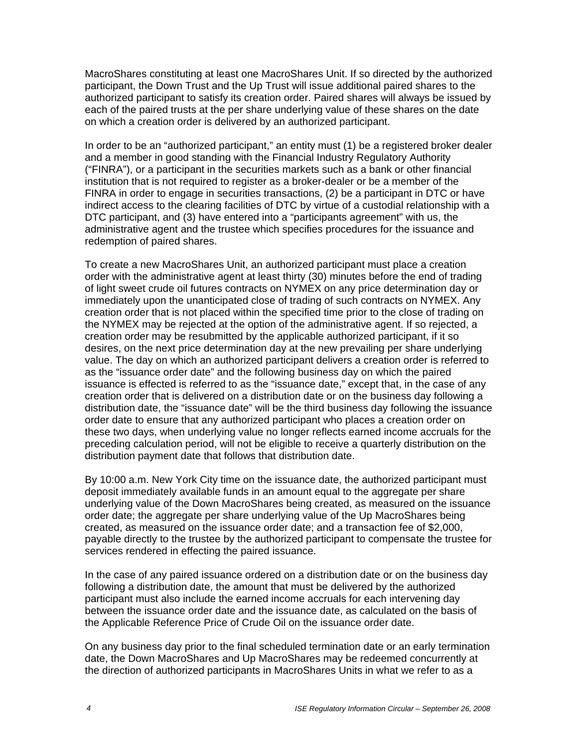MacroShares constituting at least one MacroShares Unit. If so directed by the authorized participant, the Down Trust and the Up Trust will issue additional paired shares to the authorized participant to satisfy its creation order. Paired shares will always be issued by each of the paired trusts at the per share underlying value of these shares on the date on which a creation order is delivered by an authorized participant.

In order to be an "authorized participant," an entity must (1) be a registered broker dealer and a member in good standing with the Financial Industry Regulatory Authority ("FINRA"), or a participant in the securities markets such as a bank or other financial institution that is not required to register as a broker-dealer or be a member of the FINRA in order to engage in securities transactions, (2) be a participant in DTC or have indirect access to the clearing facilities of DTC by virtue of a custodial relationship with a DTC participant, and (3) have entered into a "participants agreement" with us, the administrative agent and the trustee which specifies procedures for the issuance and redemption of paired shares.

To create a new MacroShares Unit, an authorized participant must place a creation order with the administrative agent at least thirty (30) minutes before the end of trading of light sweet crude oil futures contracts on NYMEX on any price determination day or immediately upon the unanticipated close of trading of such contracts on NYMEX. Any creation order that is not placed within the specified time prior to the close of trading on the NYMEX may be rejected at the option of the administrative agent. If so rejected, a creation order may be resubmitted by the applicable authorized participant, if it so desires, on the next price determination day at the new prevailing per share underlying value. The day on which an authorized participant delivers a creation order is referred to as the "issuance order date" and the following business day on which the paired issuance is effected is referred to as the "issuance date," except that, in the case of any creation order that is delivered on a distribution date or on the business day following a distribution date, the "issuance date" will be the third business day following the issuance order date to ensure that any authorized participant who places a creation order on these two days, when underlying value no longer reflects earned income accruals for the preceding calculation period, will not be eligible to receive a quarterly distribution on the distribution payment date that follows that distribution date.

By 10:00 a.m. New York City time on the issuance date, the authorized participant must deposit immediately available funds in an amount equal to the aggregate per share underlying value of the Down MacroShares being created, as measured on the issuance order date; the aggregate per share underlying value of the Up MacroShares being created, as measured on the issuance order date; and a transaction fee of $2,000, payable directly to the trustee by the authorized participant to compensate the trustee for services rendered in effecting the paired issuance.

In the case of any paired issuance ordered on a distribution date or on the business day following a distribution date, the amount that must be delivered by the authorized participant must also include the earned income accruals for each intervening day between the issuance order date and the issuance date, as calculated on the basis of the Applicable Reference Price of Crude Oil on the issuance order date.

On any business day prior to the final scheduled termination date or an early termination date, the Down MacroShares and Up MacroShares may be redeemed concurrently at the direction of authorized participants in MacroShares Units in what we refer to as a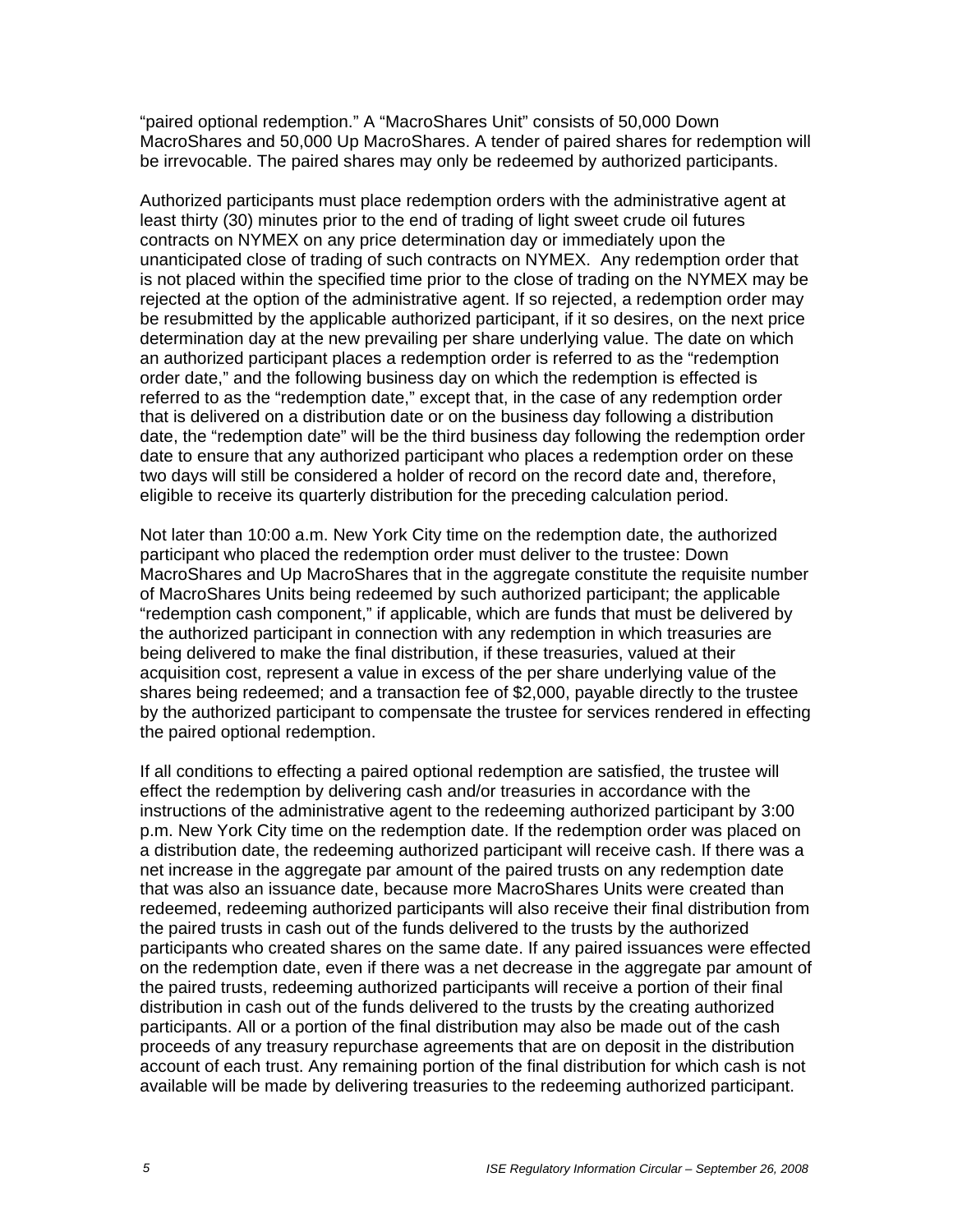"paired optional redemption." A "MacroShares Unit" consists of 50,000 Down MacroShares and 50,000 Up MacroShares. A tender of paired shares for redemption will be irrevocable. The paired shares may only be redeemed by authorized participants.

Authorized participants must place redemption orders with the administrative agent at least thirty (30) minutes prior to the end of trading of light sweet crude oil futures contracts on NYMEX on any price determination day or immediately upon the unanticipated close of trading of such contracts on NYMEX. Any redemption order that is not placed within the specified time prior to the close of trading on the NYMEX may be rejected at the option of the administrative agent. If so rejected, a redemption order may be resubmitted by the applicable authorized participant, if it so desires, on the next price determination day at the new prevailing per share underlying value. The date on which an authorized participant places a redemption order is referred to as the "redemption order date," and the following business day on which the redemption is effected is referred to as the "redemption date," except that, in the case of any redemption order that is delivered on a distribution date or on the business day following a distribution date, the "redemption date" will be the third business day following the redemption order date to ensure that any authorized participant who places a redemption order on these two days will still be considered a holder of record on the record date and, therefore, eligible to receive its quarterly distribution for the preceding calculation period.

Not later than 10:00 a.m. New York City time on the redemption date, the authorized participant who placed the redemption order must deliver to the trustee: Down MacroShares and Up MacroShares that in the aggregate constitute the requisite number of MacroShares Units being redeemed by such authorized participant; the applicable "redemption cash component," if applicable, which are funds that must be delivered by the authorized participant in connection with any redemption in which treasuries are being delivered to make the final distribution, if these treasuries, valued at their acquisition cost, represent a value in excess of the per share underlying value of the shares being redeemed; and a transaction fee of $2,000, payable directly to the trustee by the authorized participant to compensate the trustee for services rendered in effecting the paired optional redemption.

If all conditions to effecting a paired optional redemption are satisfied, the trustee will effect the redemption by delivering cash and/or treasuries in accordance with the instructions of the administrative agent to the redeeming authorized participant by 3:00 p.m. New York City time on the redemption date. If the redemption order was placed on a distribution date, the redeeming authorized participant will receive cash. If there was a net increase in the aggregate par amount of the paired trusts on any redemption date that was also an issuance date, because more MacroShares Units were created than redeemed, redeeming authorized participants will also receive their final distribution from the paired trusts in cash out of the funds delivered to the trusts by the authorized participants who created shares on the same date. If any paired issuances were effected on the redemption date, even if there was a net decrease in the aggregate par amount of the paired trusts, redeeming authorized participants will receive a portion of their final distribution in cash out of the funds delivered to the trusts by the creating authorized participants. All or a portion of the final distribution may also be made out of the cash proceeds of any treasury repurchase agreements that are on deposit in the distribution account of each trust. Any remaining portion of the final distribution for which cash is not available will be made by delivering treasuries to the redeeming authorized participant.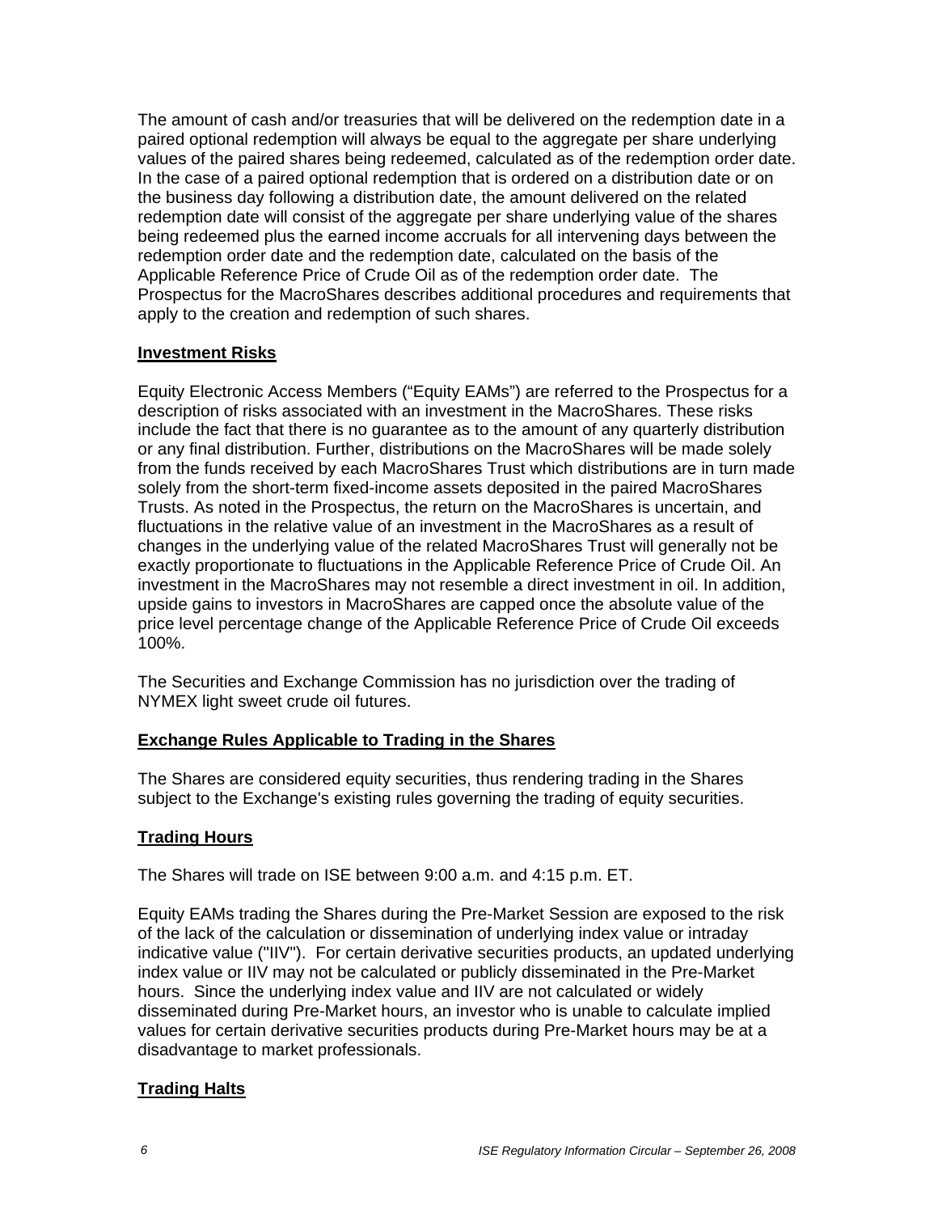The amount of cash and/or treasuries that will be delivered on the redemption date in a paired optional redemption will always be equal to the aggregate per share underlying values of the paired shares being redeemed, calculated as of the redemption order date. In the case of a paired optional redemption that is ordered on a distribution date or on the business day following a distribution date, the amount delivered on the related redemption date will consist of the aggregate per share underlying value of the shares being redeemed plus the earned income accruals for all intervening days between the redemption order date and the redemption date, calculated on the basis of the Applicable Reference Price of Crude Oil as of the redemption order date. The Prospectus for the MacroShares describes additional procedures and requirements that apply to the creation and redemption of such shares.

**Investment Risks**

Equity Electronic Access Members ("Equity EAMs") are referred to the Prospectus for a description of risks associated with an investment in the MacroShares. These risks include the fact that there is no guarantee as to the amount of any quarterly distribution or any final distribution. Further, distributions on the MacroShares will be made solely from the funds received by each MacroShares Trust which distributions are in turn made solely from the short-term fixed-income assets deposited in the paired MacroShares Trusts. As noted in the Prospectus, the return on the MacroShares is uncertain, and fluctuations in the relative value of an investment in the MacroShares as a result of changes in the underlying value of the related MacroShares Trust will generally not be exactly proportionate to fluctuations in the Applicable Reference Price of Crude Oil. An investment in the MacroShares may not resemble a direct investment in oil. In addition, upside gains to investors in MacroShares are capped once the absolute value of the price level percentage change of the Applicable Reference Price of Crude Oil exceeds 100%.

The Securities and Exchange Commission has no jurisdiction over the trading of NYMEX light sweet crude oil futures.

**Exchange Rules Applicable to Trading in the Shares**

The Shares are considered equity securities, thus rendering trading in the Shares subject to the Exchange's existing rules governing the trading of equity securities.

**Trading Hours**

The Shares will trade on ISE between 9:00 a.m. and 4:15 p.m. ET.

Equity EAMs trading the Shares during the Pre-Market Session are exposed to the risk of the lack of the calculation or dissemination of underlying index value or intraday indicative value ("IIV"). For certain derivative securities products, an updated underlying index value or IIV may not be calculated or publicly disseminated in the Pre-Market hours. Since the underlying index value and IIV are not calculated or widely disseminated during Pre-Market hours, an investor who is unable to calculate implied values for certain derivative securities products during Pre-Market hours may be at a disadvantage to market professionals.

**Trading Halts**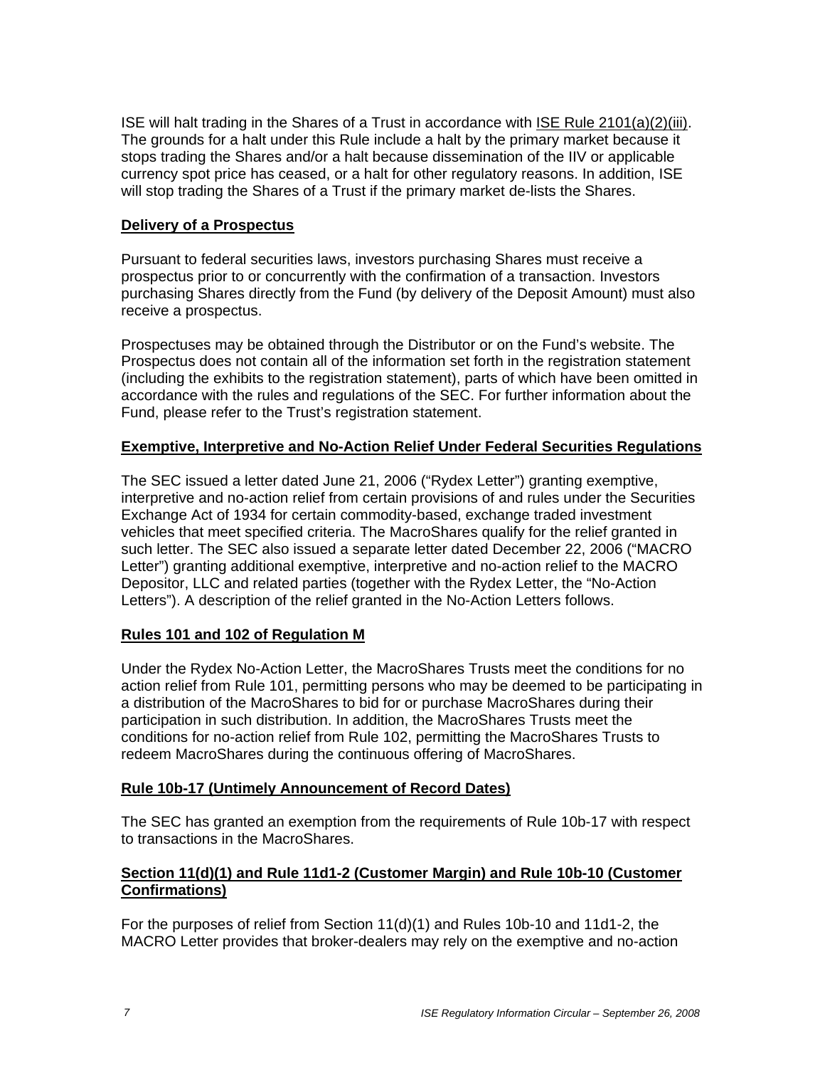ISE will halt trading in the Shares of a Trust in accordance with ISE Rule 2101(a)(2)(iii). The grounds for a halt under this Rule include a halt by the primary market because it stops trading the Shares and/or a halt because dissemination of the IIV or applicable currency spot price has ceased, or a halt for other regulatory reasons. In addition, ISE will stop trading the Shares of a Trust if the primary market de-lists the Shares.

## Delivery of a Prospectus

Pursuant to federal securities laws, investors purchasing Shares must receive a prospectus prior to or concurrently with the confirmation of a transaction. Investors purchasing Shares directly from the Fund (by delivery of the Deposit Amount) must also receive a prospectus.

Prospectuses may be obtained through the Distributor or on the Fund's website. The Prospectus does not contain all of the information set forth in the registration statement (including the exhibits to the registration statement), parts of which have been omitted in accordance with the rules and regulations of the SEC. For further information about the Fund, please refer to the Trust's registration statement.

## Exemptive, Interpretive and No-Action Relief Under Federal Securities Regulations

The SEC issued a letter dated June 21, 2006 ("Rydex Letter") granting exemptive, interpretive and no-action relief from certain provisions of and rules under the Securities Exchange Act of 1934 for certain commodity-based, exchange traded investment vehicles that meet specified criteria. The MacroShares qualify for the relief granted in such letter. The SEC also issued a separate letter dated December 22, 2006 ("MACRO Letter") granting additional exemptive, interpretive and no-action relief to the MACRO Depositor, LLC and related parties (together with the Rydex Letter, the "No-Action Letters"). A description of the relief granted in the No-Action Letters follows.

## Rules 101 and 102 of Regulation M

Under the Rydex No-Action Letter, the MacroShares Trusts meet the conditions for no action relief from Rule 101, permitting persons who may be deemed to be participating in a distribution of the MacroShares to bid for or purchase MacroShares during their participation in such distribution. In addition, the MacroShares Trusts meet the conditions for no-action relief from Rule 102, permitting the MacroShares Trusts to redeem MacroShares during the continuous offering of MacroShares.

## Rule 10b-17 (Untimely Announcement of Record Dates)

The SEC has granted an exemption from the requirements of Rule 10b-17 with respect to transactions in the MacroShares.

## Section 11(d)(1) and Rule 11d1-2 (Customer Margin) and Rule 10b-10 (Customer Confirmations)

For the purposes of relief from Section 11(d)(1) and Rules 10b-10 and 11d1-2, the MACRO Letter provides that broker-dealers may rely on the exemptive and no-action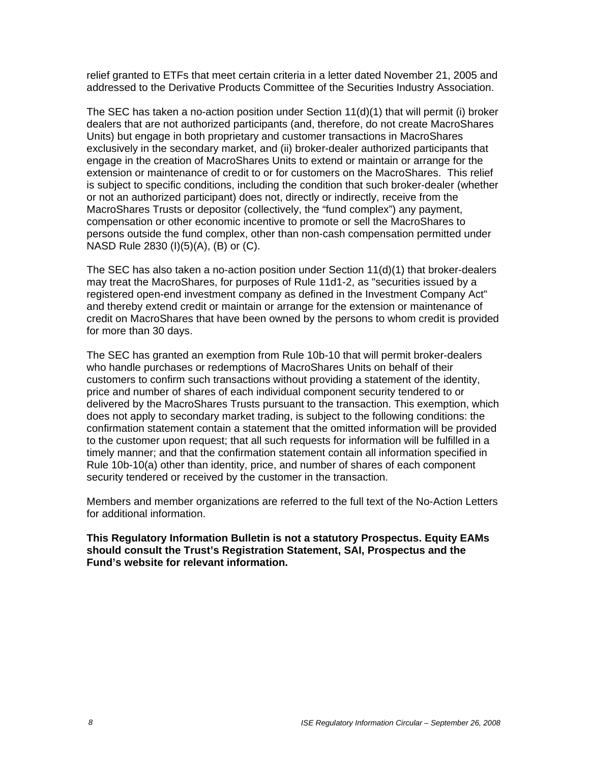relief granted to ETFs that meet certain criteria in a letter dated November 21, 2005 and addressed to the Derivative Products Committee of the Securities Industry Association.

The SEC has taken a no-action position under Section 11(d)(1) that will permit (i) broker dealers that are not authorized participants (and, therefore, do not create MacroShares Units) but engage in both proprietary and customer transactions in MacroShares exclusively in the secondary market, and (ii) broker-dealer authorized participants that engage in the creation of MacroShares Units to extend or maintain or arrange for the extension or maintenance of credit to or for customers on the MacroShares. This relief is subject to specific conditions, including the condition that such broker-dealer (whether or not an authorized participant) does not, directly or indirectly, receive from the MacroShares Trusts or depositor (collectively, the "fund complex") any payment, compensation or other economic incentive to promote or sell the MacroShares to persons outside the fund complex, other than non-cash compensation permitted under NASD Rule 2830 (I)(5)(A), (B) or (C).

The SEC has also taken a no-action position under Section 11(d)(1) that broker-dealers may treat the MacroShares, for purposes of Rule 11d1-2, as "securities issued by a registered open-end investment company as defined in the Investment Company Act" and thereby extend credit or maintain or arrange for the extension or maintenance of credit on MacroShares that have been owned by the persons to whom credit is provided for more than 30 days.

The SEC has granted an exemption from Rule 10b-10 that will permit broker-dealers who handle purchases or redemptions of MacroShares Units on behalf of their customers to confirm such transactions without providing a statement of the identity, price and number of shares of each individual component security tendered to or delivered by the MacroShares Trusts pursuant to the transaction. This exemption, which does not apply to secondary market trading, is subject to the following conditions: the confirmation statement contain a statement that the omitted information will be provided to the customer upon request; that all such requests for information will be fulfilled in a timely manner; and that the confirmation statement contain all information specified in Rule 10b-10(a) other than identity, price, and number of shares of each component security tendered or received by the customer in the transaction.

Members and member organizations are referred to the full text of the No-Action Letters for additional information.

**This Regulatory Information Bulletin is not a statutory Prospectus. Equity EAMs should consult the Trust's Registration Statement, SAI, Prospectus and the Fund's website for relevant information.**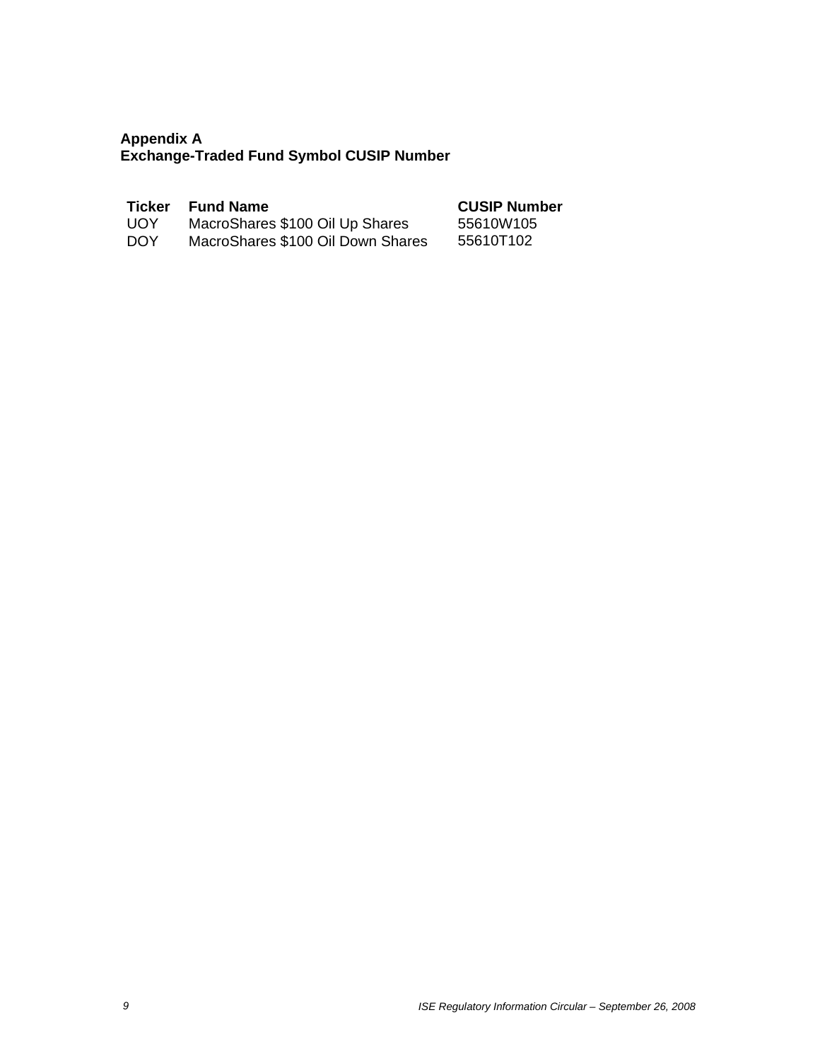**Appendix A**
**Exchange-Traded Fund Symbol CUSIP Number**

| Ticker | Fund Name | CUSIP Number |
|---|---|---|
| UOY | MacroShares $100 Oil Up Shares | 55610W105 |
| DOY | MacroShares $100 Oil Down Shares | 55610T102 |